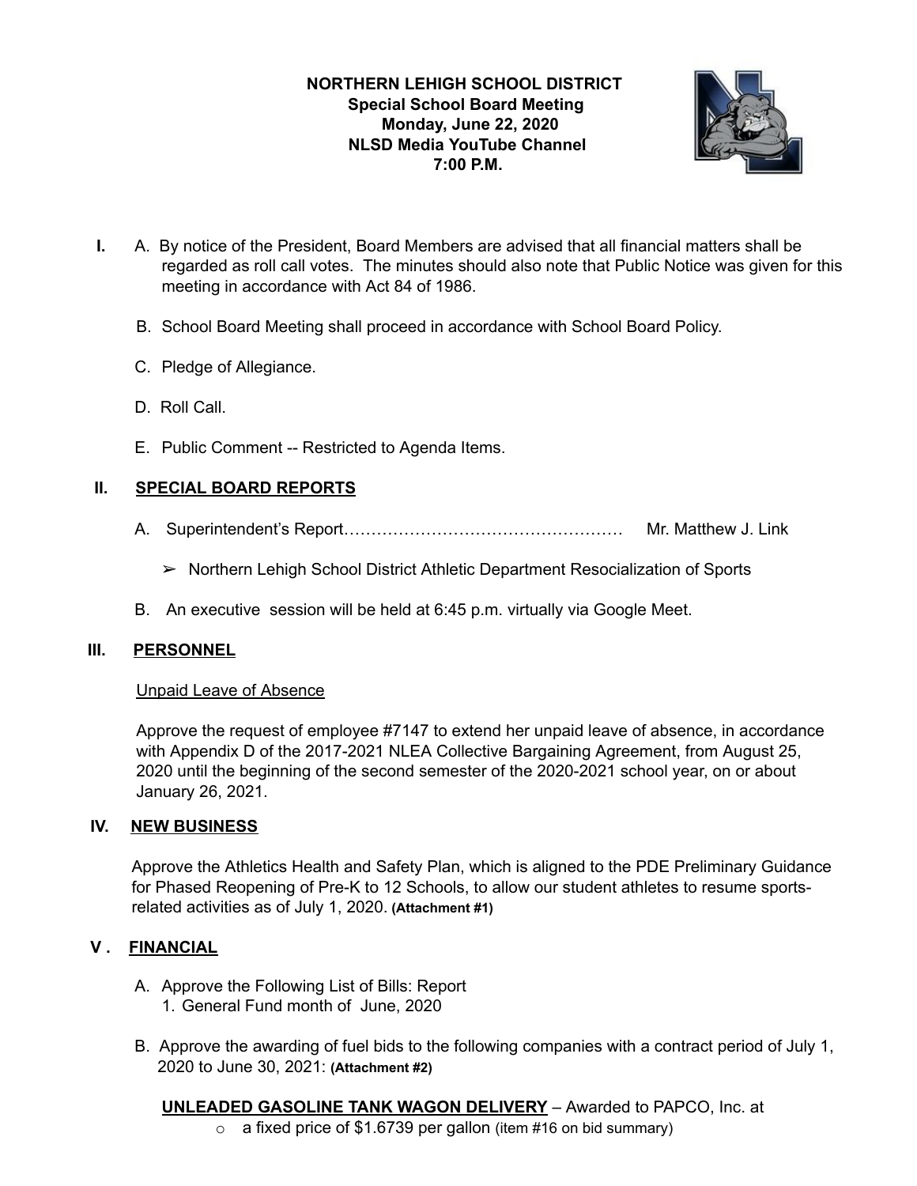**NORTHERN LEHIGH SCHOOL DISTRICT**
**Special School Board Meeting**
**Monday, June 22, 2020**
**NLSD Media YouTube Channel**
**7:00 P.M.**

**I.** A. By notice of the President, Board Members are advised that all financial matters shall be regarded as roll call votes. The minutes should also note that Public Notice was given for this meeting in accordance with Act 84 of 1986.

B. School Board Meeting shall proceed in accordance with School Board Policy.

C. Pledge of Allegiance.

D. Roll Call.

E. Public Comment -- Restricted to Agenda Items.

## II. SPECIAL BOARD REPORTS

A. Superintendent's Report…………………………………………… Mr. Matthew J. Link

➢ Northern Lehigh School District Athletic Department Resocialization of Sports

B. An executive session will be held at 6:45 p.m. virtually via Google Meet.

## III. PERSONNEL

Unpaid Leave of Absence

Approve the request of employee #7147 to extend her unpaid leave of absence, in accordance with Appendix D of the 2017-2021 NLEA Collective Bargaining Agreement, from August 25, 2020 until the beginning of the second semester of the 2020-2021 school year, on or about January 26, 2021.

## IV. NEW BUSINESS

Approve the Athletics Health and Safety Plan, which is aligned to the PDE Preliminary Guidance for Phased Reopening of Pre-K to 12 Schools, to allow our student athletes to resume sports-related activities as of July 1, 2020. **(Attachment #1)**

## V . FINANCIAL

A. Approve the Following List of Bills: Report
   1. General Fund month of June, 2020

B. Approve the awarding of fuel bids to the following companies with a contract period of July 1, 2020 to June 30, 2021: **(Attachment #2)**

**UNLEADED GASOLINE TANK WAGON DELIVERY** – Awarded to PAPCO, Inc. at

- a fixed price of $1.6739 per gallon (item #16 on bid summary)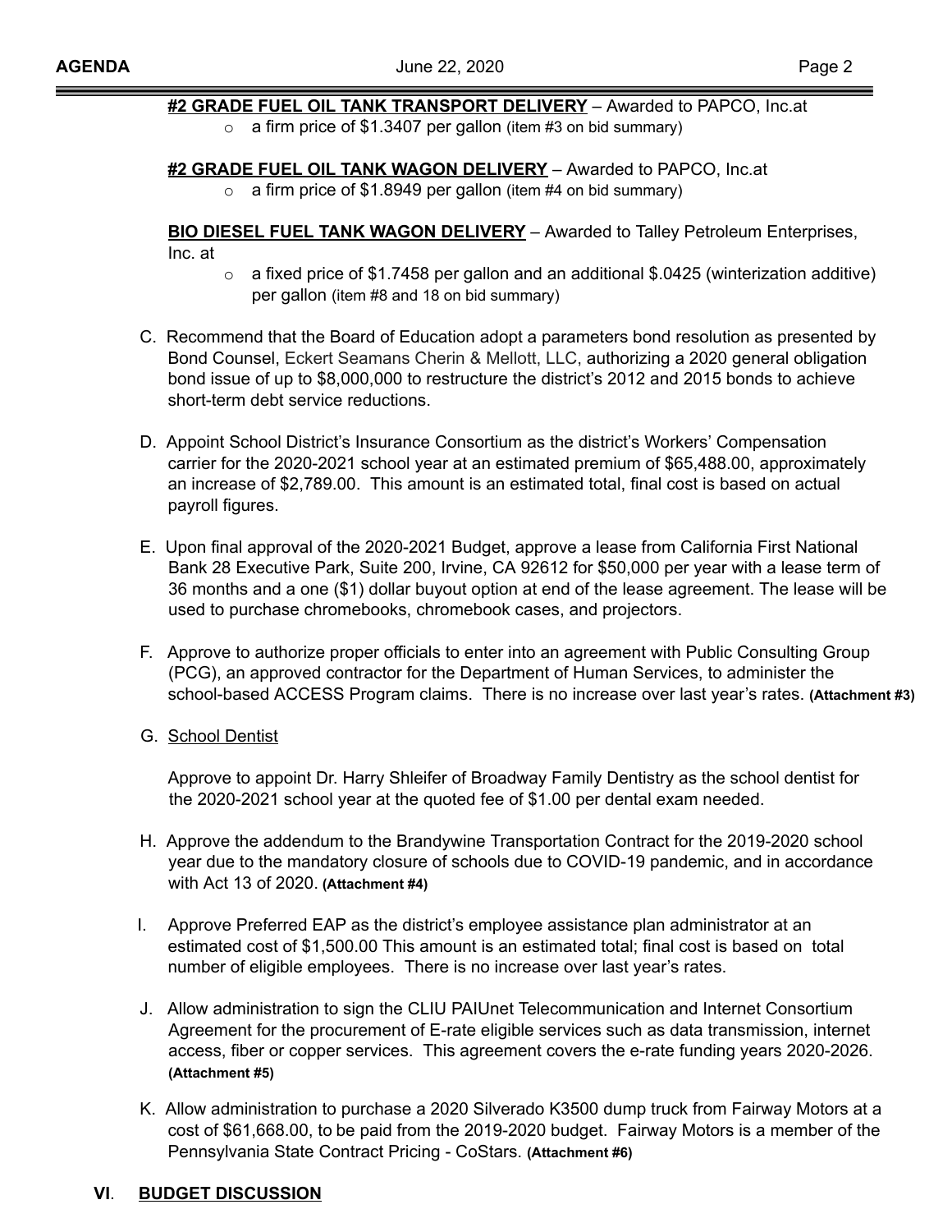**#2 GRADE FUEL OIL TANK TRANSPORT DELIVERY** – Awarded to PAPCO, Inc.at

- a firm price of $1.3407 per gallon (item #3 on bid summary)

**#2 GRADE FUEL OIL TANK WAGON DELIVERY** – Awarded to PAPCO, Inc.at

- a firm price of $1.8949 per gallon (item #4 on bid summary)

**BIO DIESEL FUEL TANK WAGON DELIVERY** – Awarded to Talley Petroleum Enterprises, Inc. at

- a fixed price of $1.7458 per gallon and an additional $.0425 (winterization additive) per gallon (item #8 and 18 on bid summary)

C. Recommend that the Board of Education adopt a parameters bond resolution as presented by Bond Counsel, Eckert Seamans Cherin & Mellott, LLC, authorizing a 2020 general obligation bond issue of up to $8,000,000 to restructure the district's 2012 and 2015 bonds to achieve short-term debt service reductions.

D. Appoint School District's Insurance Consortium as the district's Workers' Compensation carrier for the 2020-2021 school year at an estimated premium of $65,488.00, approximately an increase of $2,789.00. This amount is an estimated total, final cost is based on actual payroll figures.

E. Upon final approval of the 2020-2021 Budget, approve a lease from California First National Bank 28 Executive Park, Suite 200, Irvine, CA 92612 for $50,000 per year with a lease term of 36 months and a one ($1) dollar buyout option at end of the lease agreement. The lease will be used to purchase chromebooks, chromebook cases, and projectors.

F. Approve to authorize proper officials to enter into an agreement with Public Consulting Group (PCG), an approved contractor for the Department of Human Services, to administer the school-based ACCESS Program claims. There is no increase over last year's rates. **(Attachment #3)**

G. School Dentist

Approve to appoint Dr. Harry Shleifer of Broadway Family Dentistry as the school dentist for the 2020-2021 school year at the quoted fee of $1.00 per dental exam needed.

H. Approve the addendum to the Brandywine Transportation Contract for the 2019-2020 school year due to the mandatory closure of schools due to COVID-19 pandemic, and in accordance with Act 13 of 2020. **(Attachment #4)**

I. Approve Preferred EAP as the district's employee assistance plan administrator at an estimated cost of $1,500.00 This amount is an estimated total; final cost is based on total number of eligible employees. There is no increase over last year's rates.

J. Allow administration to sign the CLIU PAIUnet Telecommunication and Internet Consortium Agreement for the procurement of E-rate eligible services such as data transmission, internet access, fiber or copper services. This agreement covers the e-rate funding years 2020-2026. **(Attachment #5)**

K. Allow administration to purchase a 2020 Silverado K3500 dump truck from Fairway Motors at a cost of $61,668.00, to be paid from the 2019-2020 budget. Fairway Motors is a member of the Pennsylvania State Contract Pricing - CoStars. **(Attachment #6)**

## VI. BUDGET DISCUSSION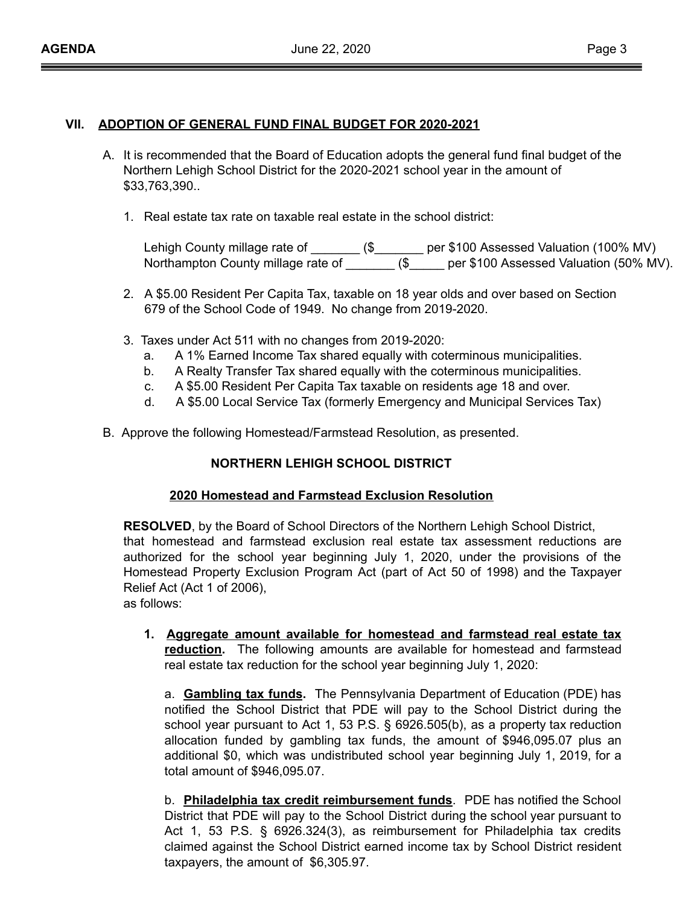## VII. ADOPTION OF GENERAL FUND FINAL BUDGET FOR 2020-2021

A. It is recommended that the Board of Education adopts the general fund final budget of the Northern Lehigh School District for the 2020-2021 school year in the amount of $33,763,390..

1. Real estate tax rate on taxable real estate in the school district:

   Lehigh County millage rate of _______ ($_______ per $100 Assessed Valuation (100% MV)
   Northampton County millage rate of _______ ($_____ per $100 Assessed Valuation (50% MV).

2. A $5.00 Resident Per Capita Tax, taxable on 18 year olds and over based on Section 679 of the School Code of 1949. No change from 2019-2020.

3. Taxes under Act 511 with no changes from 2019-2020:
   a. A 1% Earned Income Tax shared equally with coterminous municipalities.
   b. A Realty Transfer Tax shared equally with the coterminous municipalities.
   c. A $5.00 Resident Per Capita Tax taxable on residents age 18 and over.
   d. A $5.00 Local Service Tax (formerly Emergency and Municipal Services Tax)

B. Approve the following Homestead/Farmstead Resolution, as presented.

**NORTHERN LEHIGH SCHOOL DISTRICT**

**2020 Homestead and Farmstead Exclusion Resolution**

**RESOLVED**, by the Board of School Directors of the Northern Lehigh School District, that homestead and farmstead exclusion real estate tax assessment reductions are authorized for the school year beginning July 1, 2020, under the provisions of the Homestead Property Exclusion Program Act (part of Act 50 of 1998) and the Taxpayer Relief Act (Act 1 of 2006),
as follows:

1. **Aggregate amount available for homestead and farmstead real estate tax reduction.** The following amounts are available for homestead and farmstead real estate tax reduction for the school year beginning July 1, 2020:

   a. **Gambling tax funds.** The Pennsylvania Department of Education (PDE) has notified the School District that PDE will pay to the School District during the school year pursuant to Act 1, 53 P.S. § 6926.505(b), as a property tax reduction allocation funded by gambling tax funds, the amount of $946,095.07 plus an additional $0, which was undistributed school year beginning July 1, 2019, for a total amount of $946,095.07.

   b. **Philadelphia tax credit reimbursement funds**. PDE has notified the School District that PDE will pay to the School District during the school year pursuant to Act 1, 53 P.S. § 6926.324(3), as reimbursement for Philadelphia tax credits claimed against the School District earned income tax by School District resident taxpayers, the amount of $6,305.97.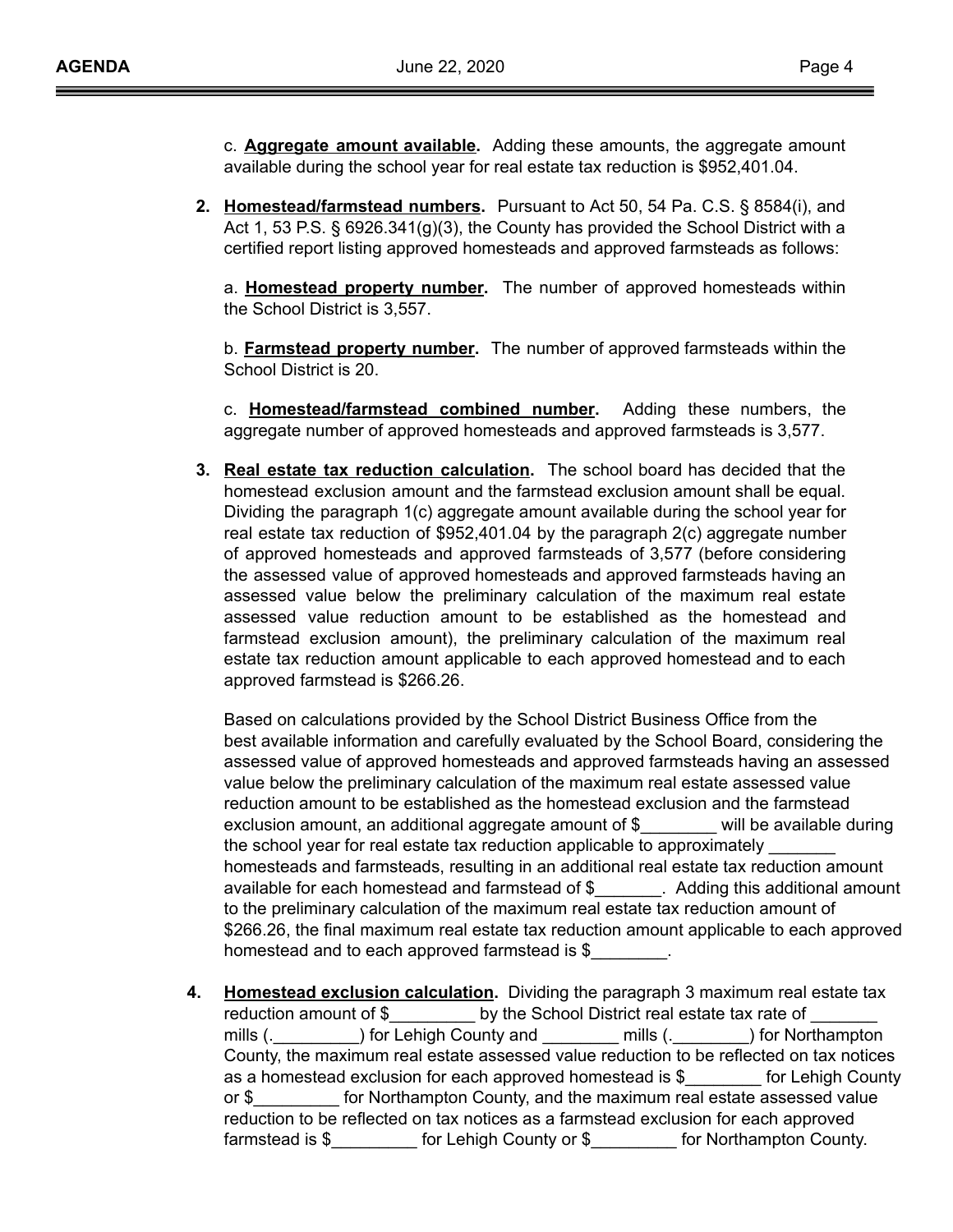c. **Aggregate amount available.** Adding these amounts, the aggregate amount available during the school year for real estate tax reduction is $952,401.04.

**2. Homestead/farmstead numbers.** Pursuant to Act 50, 54 Pa. C.S. § 8584(i), and Act 1, 53 P.S. § 6926.341(g)(3), the County has provided the School District with a certified report listing approved homesteads and approved farmsteads as follows:

a. **Homestead property number.** The number of approved homesteads within the School District is 3,557.

b. **Farmstead property number.** The number of approved farmsteads within the School District is 20.

c. **Homestead/farmstead combined number.** Adding these numbers, the aggregate number of approved homesteads and approved farmsteads is 3,577.

**3. Real estate tax reduction calculation.** The school board has decided that the homestead exclusion amount and the farmstead exclusion amount shall be equal. Dividing the paragraph 1(c) aggregate amount available during the school year for real estate tax reduction of $952,401.04 by the paragraph 2(c) aggregate number of approved homesteads and approved farmsteads of 3,577 (before considering the assessed value of approved homesteads and approved farmsteads having an assessed value below the preliminary calculation of the maximum real estate assessed value reduction amount to be established as the homestead and farmstead exclusion amount), the preliminary calculation of the maximum real estate tax reduction amount applicable to each approved homestead and to each approved farmstead is $266.26.

Based on calculations provided by the School District Business Office from the best available information and carefully evaluated by the School Board, considering the assessed value of approved homesteads and approved farmsteads having an assessed value below the preliminary calculation of the maximum real estate assessed value reduction amount to be established as the homestead exclusion and the farmstead exclusion amount, an additional aggregate amount of $________ will be available during the school year for real estate tax reduction applicable to approximately _______ homesteads and farmsteads, resulting in an additional real estate tax reduction amount available for each homestead and farmstead of $_______. Adding this additional amount to the preliminary calculation of the maximum real estate tax reduction amount of $266.26, the final maximum real estate tax reduction amount applicable to each approved homestead and to each approved farmstead is $________.

**4. Homestead exclusion calculation.** Dividing the paragraph 3 maximum real estate tax reduction amount of $_________ by the School District real estate tax rate of _______ mills (._________) for Lehigh County and ________ mills (.________) for Northampton County, the maximum real estate assessed value reduction to be reflected on tax notices as a homestead exclusion for each approved homestead is $________ for Lehigh County or $_________ for Northampton County, and the maximum real estate assessed value reduction to be reflected on tax notices as a farmstead exclusion for each approved farmstead is $_________ for Lehigh County or $_________ for Northampton County.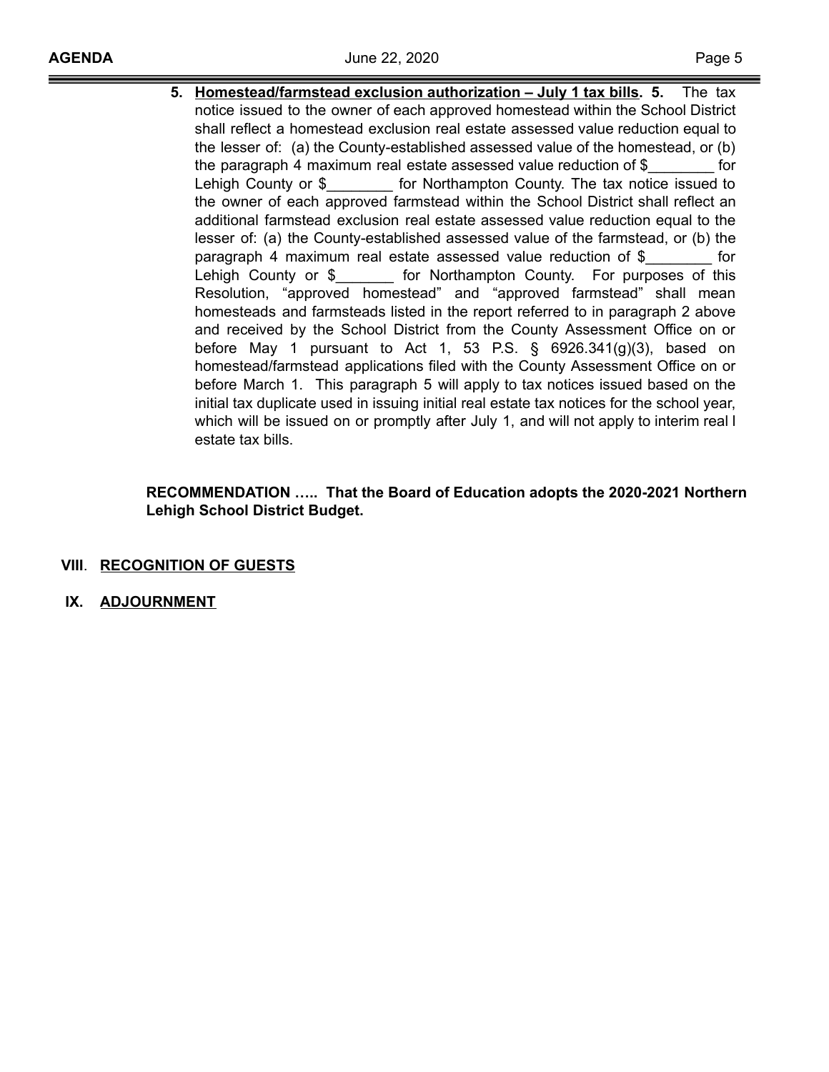5. **Homestead/farmstead exclusion authorization – July 1 tax bills. 5.** The tax notice issued to the owner of each approved homestead within the School District shall reflect a homestead exclusion real estate assessed value reduction equal to the lesser of: (a) the County-established assessed value of the homestead, or (b) the paragraph 4 maximum real estate assessed value reduction of $________ for Lehigh County or $________ for Northampton County. The tax notice issued to the owner of each approved farmstead within the School District shall reflect an additional farmstead exclusion real estate assessed value reduction equal to the lesser of: (a) the County-established assessed value of the farmstead, or (b) the paragraph 4 maximum real estate assessed value reduction of $________ for Lehigh County or $_______ for Northampton County. For purposes of this Resolution, "approved homestead" and "approved farmstead" shall mean homesteads and farmsteads listed in the report referred to in paragraph 2 above and received by the School District from the County Assessment Office on or before May 1 pursuant to Act 1, 53 P.S. § 6926.341(g)(3), based on homestead/farmstead applications filed with the County Assessment Office on or before March 1. This paragraph 5 will apply to tax notices issued based on the initial tax duplicate used in issuing initial real estate tax notices for the school year, which will be issued on or promptly after July 1, and will not apply to interim real l estate tax bills.

**RECOMMENDATION ….. That the Board of Education adopts the 2020-2021 Northern Lehigh School District Budget.**

## VIII. RECOGNITION OF GUESTS

## IX. ADJOURNMENT